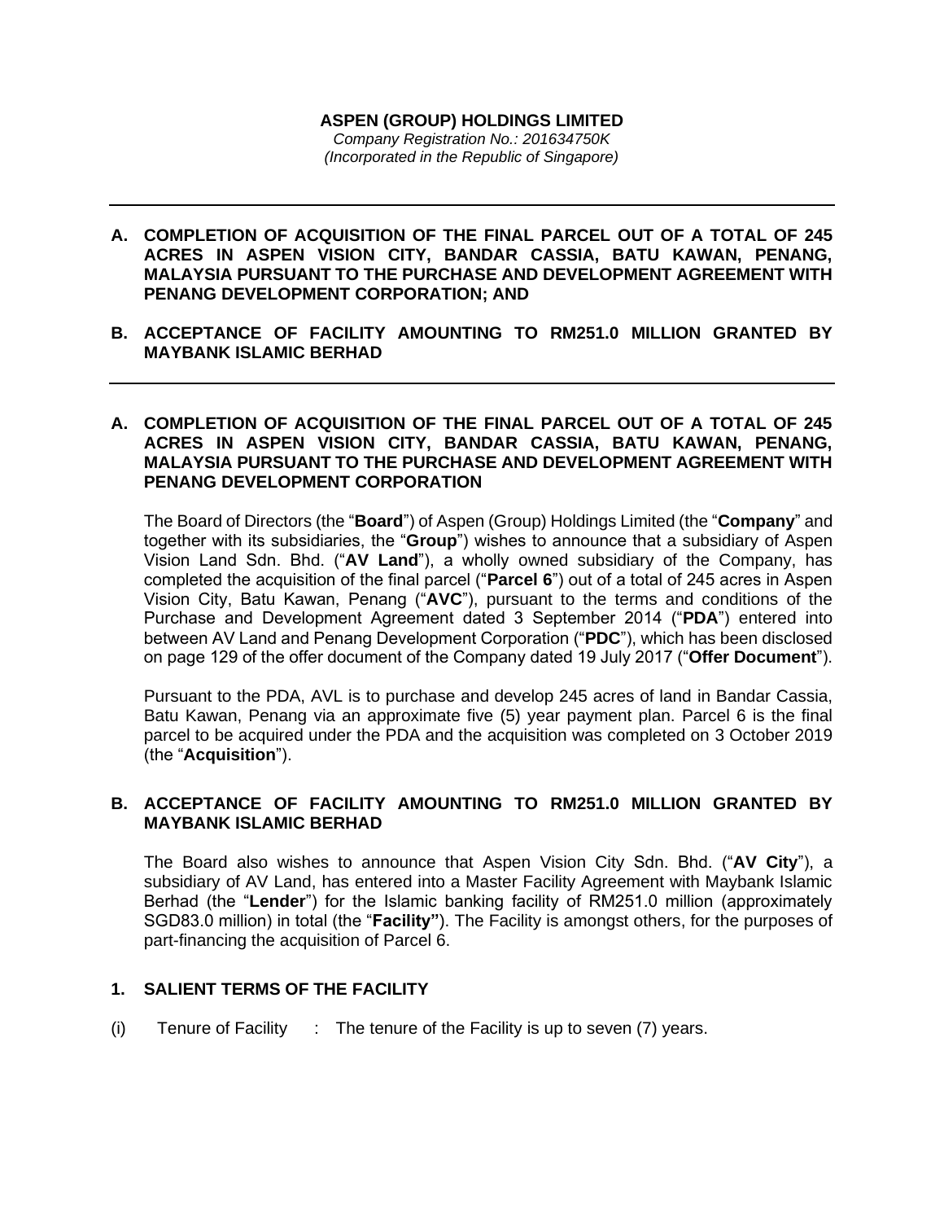**ASPEN (GROUP) HOLDINGS LIMITED**

*Company Registration No.: 201634750K*
*(Incorporated in the Republic of Singapore)*

---

**A. COMPLETION OF ACQUISITION OF THE FINAL PARCEL OUT OF A TOTAL OF 245 ACRES IN ASPEN VISION CITY, BANDAR CASSIA, BATU KAWAN, PENANG, MALAYSIA PURSUANT TO THE PURCHASE AND DEVELOPMENT AGREEMENT WITH PENANG DEVELOPMENT CORPORATION; AND**

**B. ACCEPTANCE OF FACILITY AMOUNTING TO RM251.0 MILLION GRANTED BY MAYBANK ISLAMIC BERHAD**

---

## A. COMPLETION OF ACQUISITION OF THE FINAL PARCEL OUT OF A TOTAL OF 245 ACRES IN ASPEN VISION CITY, BANDAR CASSIA, BATU KAWAN, PENANG, MALAYSIA PURSUANT TO THE PURCHASE AND DEVELOPMENT AGREEMENT WITH PENANG DEVELOPMENT CORPORATION

The Board of Directors (the "**Board**") of Aspen (Group) Holdings Limited (the "**Company**" and together with its subsidiaries, the "**Group**") wishes to announce that a subsidiary of Aspen Vision Land Sdn. Bhd. ("**AV Land**"), a wholly owned subsidiary of the Company, has completed the acquisition of the final parcel ("**Parcel 6**") out of a total of 245 acres in Aspen Vision City, Batu Kawan, Penang ("**AVC**"), pursuant to the terms and conditions of the Purchase and Development Agreement dated 3 September 2014 ("**PDA**") entered into between AV Land and Penang Development Corporation ("**PDC**"), which has been disclosed on page 129 of the offer document of the Company dated 19 July 2017 ("**Offer Document**").

Pursuant to the PDA, AVL is to purchase and develop 245 acres of land in Bandar Cassia, Batu Kawan, Penang via an approximate five (5) year payment plan. Parcel 6 is the final parcel to be acquired under the PDA and the acquisition was completed on 3 October 2019 (the "**Acquisition**").

## B. ACCEPTANCE OF FACILITY AMOUNTING TO RM251.0 MILLION GRANTED BY MAYBANK ISLAMIC BERHAD

The Board also wishes to announce that Aspen Vision City Sdn. Bhd. ("**AV City**"), a subsidiary of AV Land, has entered into a Master Facility Agreement with Maybank Islamic Berhad (the "**Lender**") for the Islamic banking facility of RM251.0 million (approximately SGD83.0 million) in total (the "**Facility"**). The Facility is amongst others, for the purposes of part-financing the acquisition of Parcel 6.

### 1. SALIENT TERMS OF THE FACILITY

(i) Tenure of Facility : The tenure of the Facility is up to seven (7) years.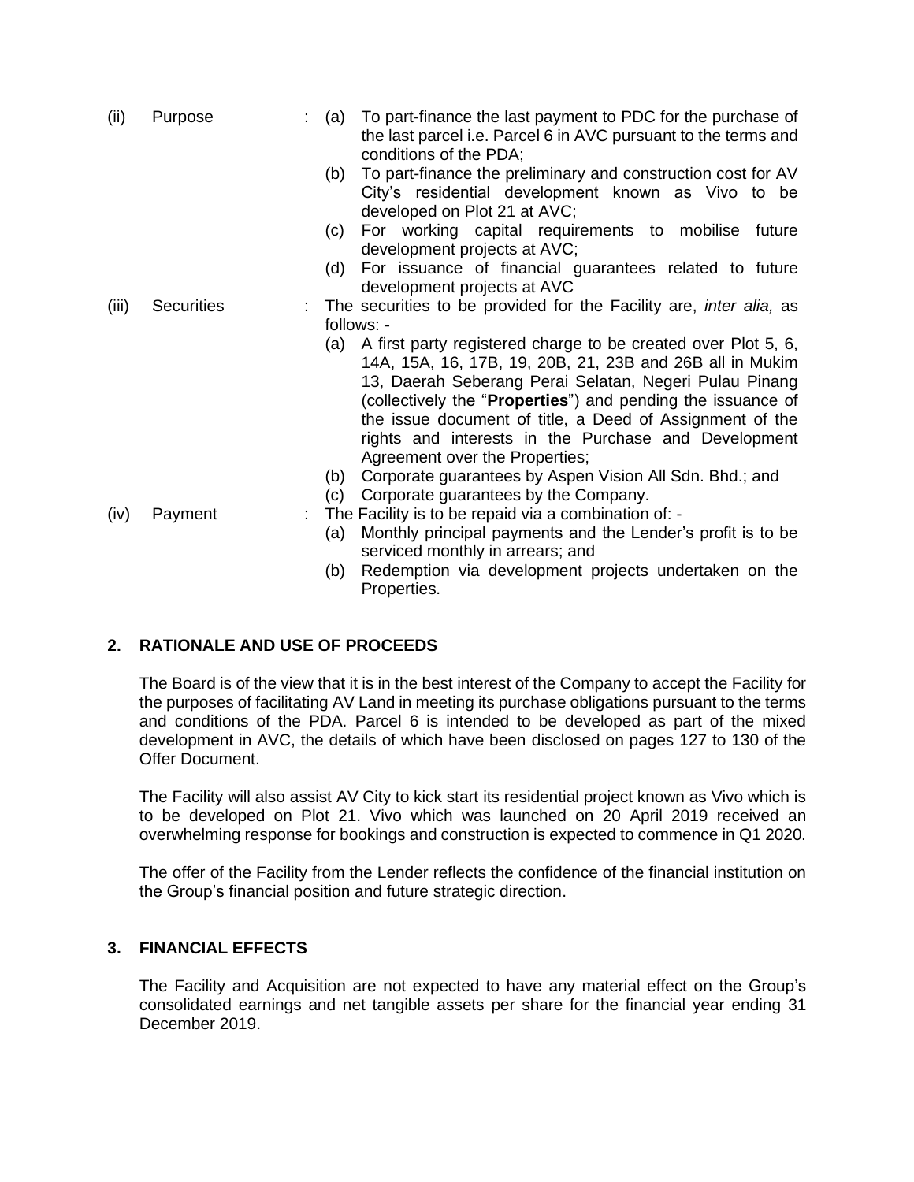(ii) Purpose : (a) To part-finance the last payment to PDC for the purchase of the last parcel i.e. Parcel 6 in AVC pursuant to the terms and conditions of the PDA;

(b) To part-finance the preliminary and construction cost for AV City's residential development known as Vivo to be developed on Plot 21 at AVC;

(c) For working capital requirements to mobilise future development projects at AVC;

(d) For issuance of financial guarantees related to future development projects at AVC

(iii) Securities : The securities to be provided for the Facility are, *inter alia,* as follows: -

(a) A first party registered charge to be created over Plot 5, 6, 14A, 15A, 16, 17B, 19, 20B, 21, 23B and 26B all in Mukim 13, Daerah Seberang Perai Selatan, Negeri Pulau Pinang (collectively the "**Properties**") and pending the issuance of the issue document of title, a Deed of Assignment of the rights and interests in the Purchase and Development Agreement over the Properties;

(b) Corporate guarantees by Aspen Vision All Sdn. Bhd.; and

(c) Corporate guarantees by the Company.

(iv) Payment : The Facility is to be repaid via a combination of: -

(a) Monthly principal payments and the Lender's profit is to be serviced monthly in arrears; and

(b) Redemption via development projects undertaken on the Properties.

## 2. RATIONALE AND USE OF PROCEEDS

The Board is of the view that it is in the best interest of the Company to accept the Facility for the purposes of facilitating AV Land in meeting its purchase obligations pursuant to the terms and conditions of the PDA. Parcel 6 is intended to be developed as part of the mixed development in AVC, the details of which have been disclosed on pages 127 to 130 of the Offer Document.

The Facility will also assist AV City to kick start its residential project known as Vivo which is to be developed on Plot 21. Vivo which was launched on 20 April 2019 received an overwhelming response for bookings and construction is expected to commence in Q1 2020.

The offer of the Facility from the Lender reflects the confidence of the financial institution on the Group's financial position and future strategic direction.

## 3. FINANCIAL EFFECTS

The Facility and Acquisition are not expected to have any material effect on the Group's consolidated earnings and net tangible assets per share for the financial year ending 31 December 2019.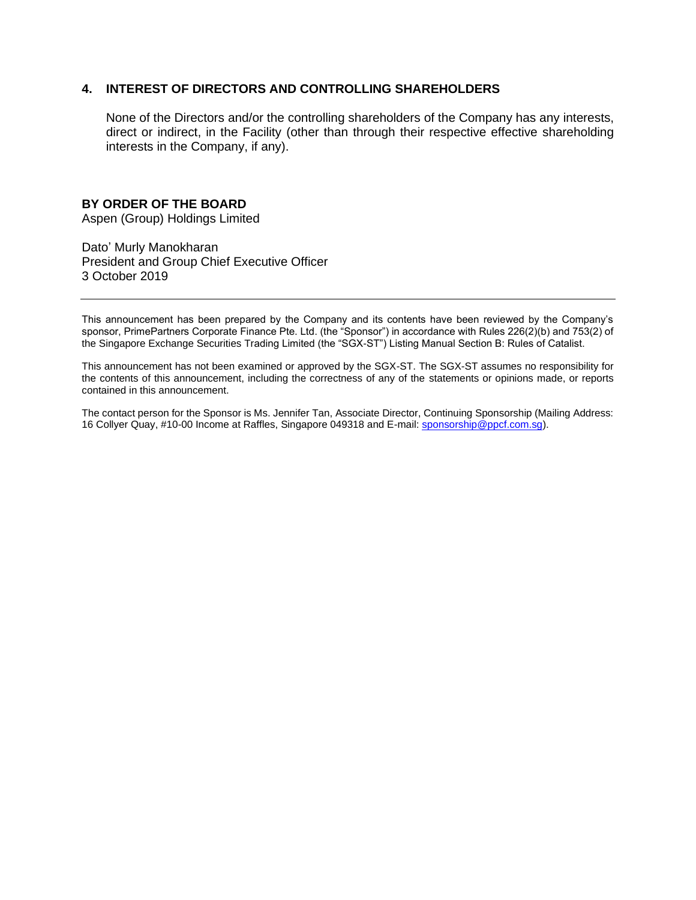## 4. INTEREST OF DIRECTORS AND CONTROLLING SHAREHOLDERS

None of the Directors and/or the controlling shareholders of the Company has any interests, direct or indirect, in the Facility (other than through their respective effective shareholding interests in the Company, if any).

**BY ORDER OF THE BOARD**
Aspen (Group) Holdings Limited

Dato' Murly Manokharan
President and Group Chief Executive Officer
3 October 2019

---

This announcement has been prepared by the Company and its contents have been reviewed by the Company's sponsor, PrimePartners Corporate Finance Pte. Ltd. (the "Sponsor") in accordance with Rules 226(2)(b) and 753(2) of the Singapore Exchange Securities Trading Limited (the "SGX-ST") Listing Manual Section B: Rules of Catalist.

This announcement has not been examined or approved by the SGX-ST. The SGX-ST assumes no responsibility for the contents of this announcement, including the correctness of any of the statements or opinions made, or reports contained in this announcement.

The contact person for the Sponsor is Ms. Jennifer Tan, Associate Director, Continuing Sponsorship (Mailing Address: 16 Collyer Quay, #10-00 Income at Raffles, Singapore 049318 and E-mail: sponsorship@ppcf.com.sg).